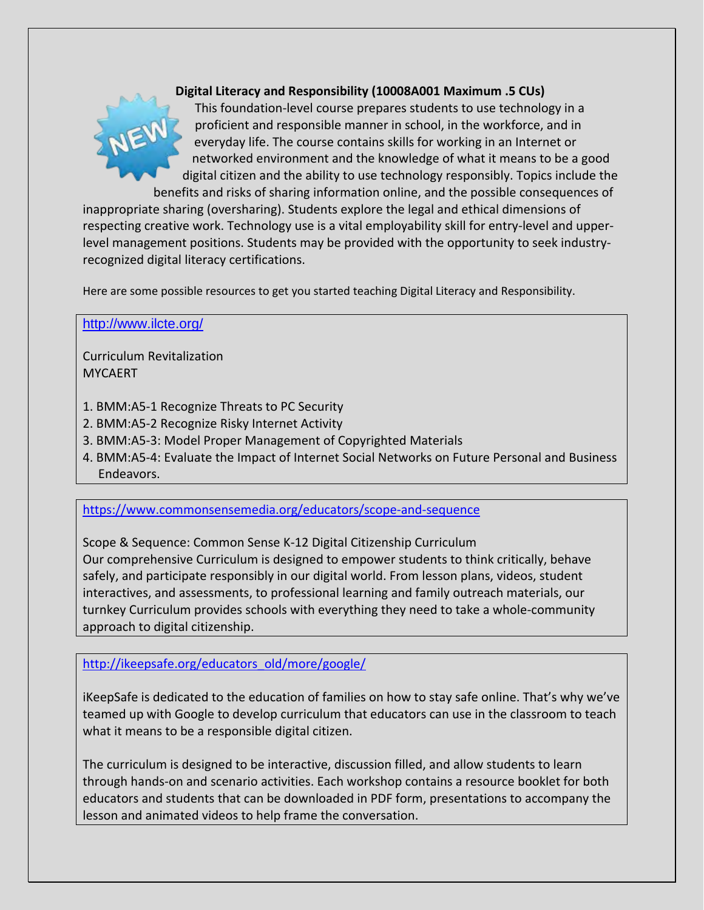**Digital Literacy and Responsibility (10008A001 Maximum .5 CUs)**

This foundation-level course prepares students to use technology in a proficient and responsible manner in school, in the workforce, and in everyday life. The course contains skills for working in an Internet or networked environment and the knowledge of what it means to be a good digital citizen and the ability to use technology responsibly. Topics include the benefits and risks of sharing information online, and the possible consequences of inappropriate sharing (oversharing). Students explore the legal and ethical dimensions of respecting creative work. Technology use is a vital employability skill for entry-level and upper-level management positions. Students may be provided with the opportunity to seek industry-recognized digital literacy certifications.

Here are some possible resources to get you started teaching Digital Literacy and Responsibility.

http://www.ilcte.org/

Curriculum Revitalization
MYCAERT

1. BMM:A5-1 Recognize Threats to PC Security
2. BMM:A5-2 Recognize Risky Internet Activity
3. BMM:A5-3: Model Proper Management of Copyrighted Materials
4. BMM:A5-4: Evaluate the Impact of Internet Social Networks on Future Personal and Business Endeavors.

https://www.commonsensemedia.org/educators/scope-and-sequence

Scope & Sequence: Common Sense K-12 Digital Citizenship Curriculum
Our comprehensive Curriculum is designed to empower students to think critically, behave safely, and participate responsibly in our digital world. From lesson plans, videos, student interactives, and assessments, to professional learning and family outreach materials, our turnkey Curriculum provides schools with everything they need to take a whole-community approach to digital citizenship.

http://ikeepsafe.org/educators_old/more/google/

iKeepSafe is dedicated to the education of families on how to stay safe online. That's why we've teamed up with Google to develop curriculum that educators can use in the classroom to teach what it means to be a responsible digital citizen.

The curriculum is designed to be interactive, discussion filled, and allow students to learn through hands-on and scenario activities. Each workshop contains a resource booklet for both educators and students that can be downloaded in PDF form, presentations to accompany the lesson and animated videos to help frame the conversation.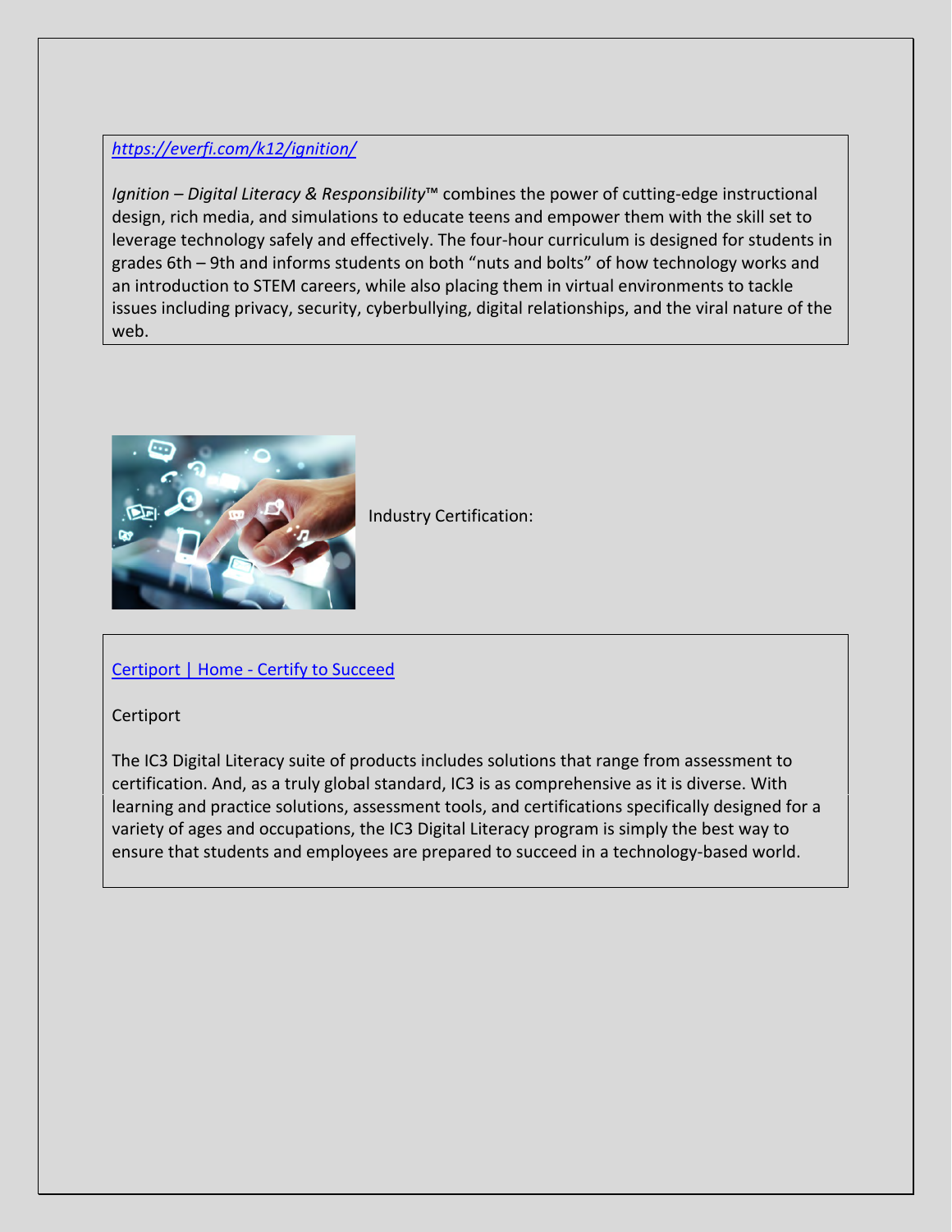*https://everfi.com/k12/ignition/*

*Ignition – Digital Literacy & Responsibility*™ combines the power of cutting-edge instructional design, rich media, and simulations to educate teens and empower them with the skill set to leverage technology safely and effectively. The four-hour curriculum is designed for students in grades 6th – 9th and informs students on both "nuts and bolts" of how technology works and an introduction to STEM careers, while also placing them in virtual environments to tackle issues including privacy, security, cyberbullying, digital relationships, and the viral nature of the web.

Industry Certification:

Certiport | Home - Certify to Succeed

Certiport

The IC3 Digital Literacy suite of products includes solutions that range from assessment to certification. And, as a truly global standard, IC3 is as comprehensive as it is diverse. With learning and practice solutions, assessment tools, and certifications specifically designed for a variety of ages and occupations, the IC3 Digital Literacy program is simply the best way to ensure that students and employees are prepared to succeed in a technology-based world.